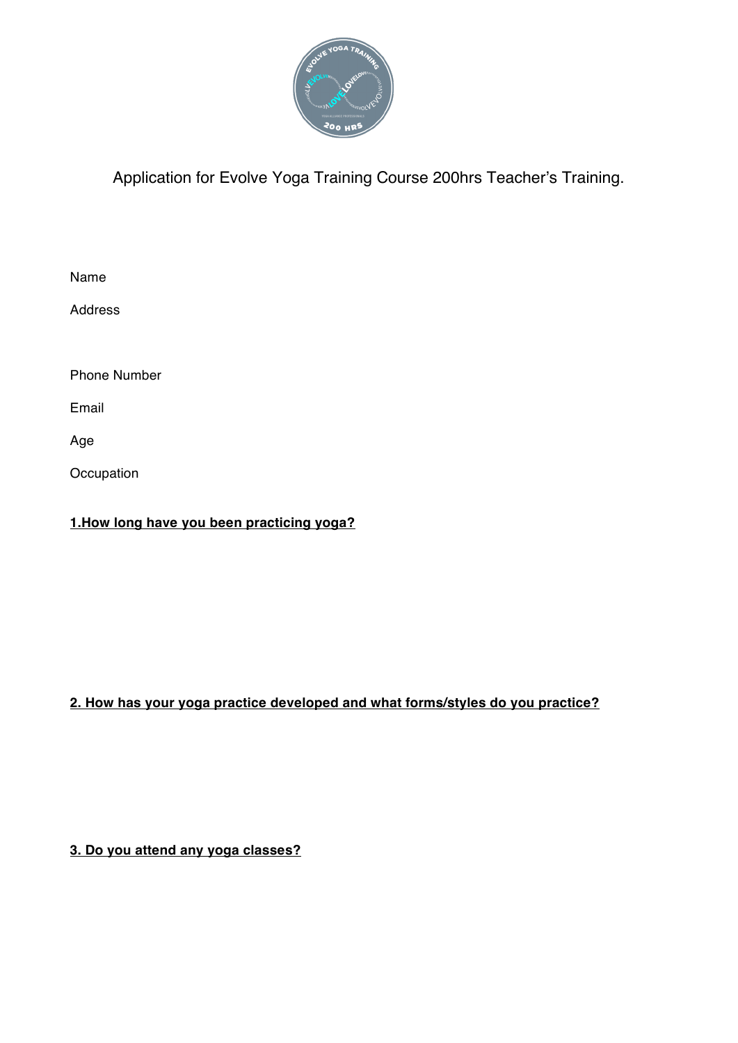# Application for Evolve Yoga Training Course 200hrs Teacher's Training.

Name

Address

Phone Number

Email

Age

Occupation

**1.How long have you been practicing yoga?**

**2. How has your yoga practice developed and what forms/styles do you practice?**

**3. Do you attend any yoga classes?**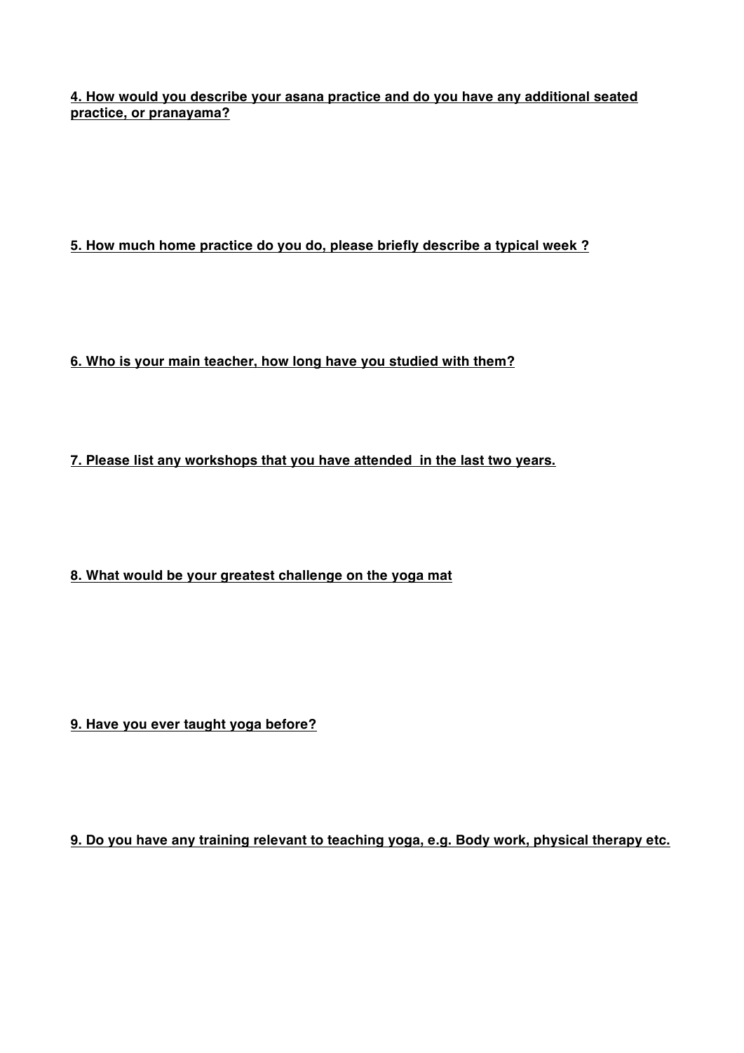**4. How would you describe your asana practice and do you have any additional seated practice, or pranayama?**

**5. How much home practice do you do, please briefly describe a typical week ?**

**6. Who is your main teacher, how long have you studied with them?**

**7. Please list any workshops that you have attended  in the last two years.**

**8. What would be your greatest challenge on the yoga mat**

**9. Have you ever taught yoga before?**

**9. Do you have any training relevant to teaching yoga, e.g. Body work, physical therapy etc.**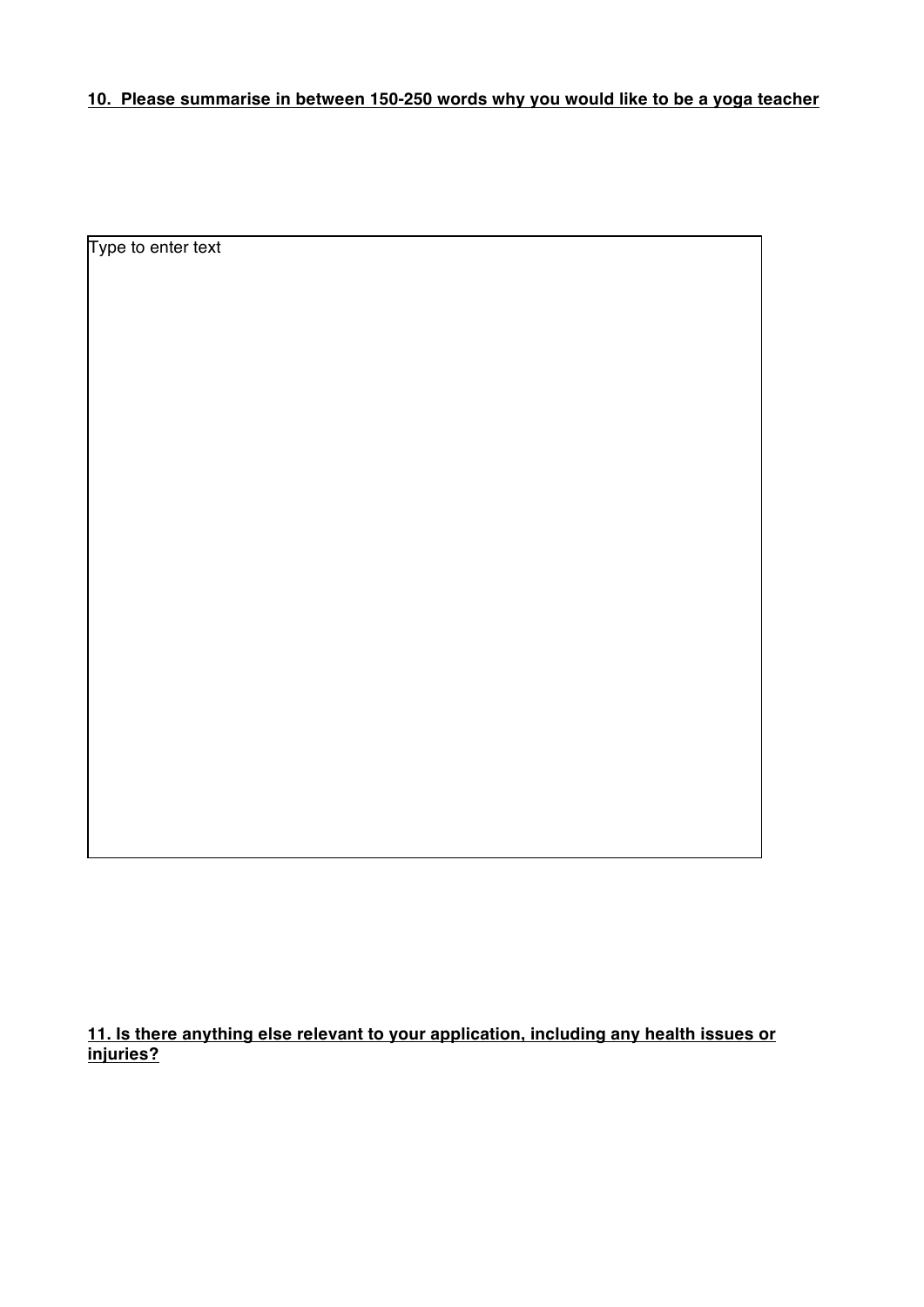**10. Please summarise in between 150-250 words why you would like to be a yoga teacher**

Type to enter text

**11. Is there anything else relevant to your application, including any health issues or injuries?**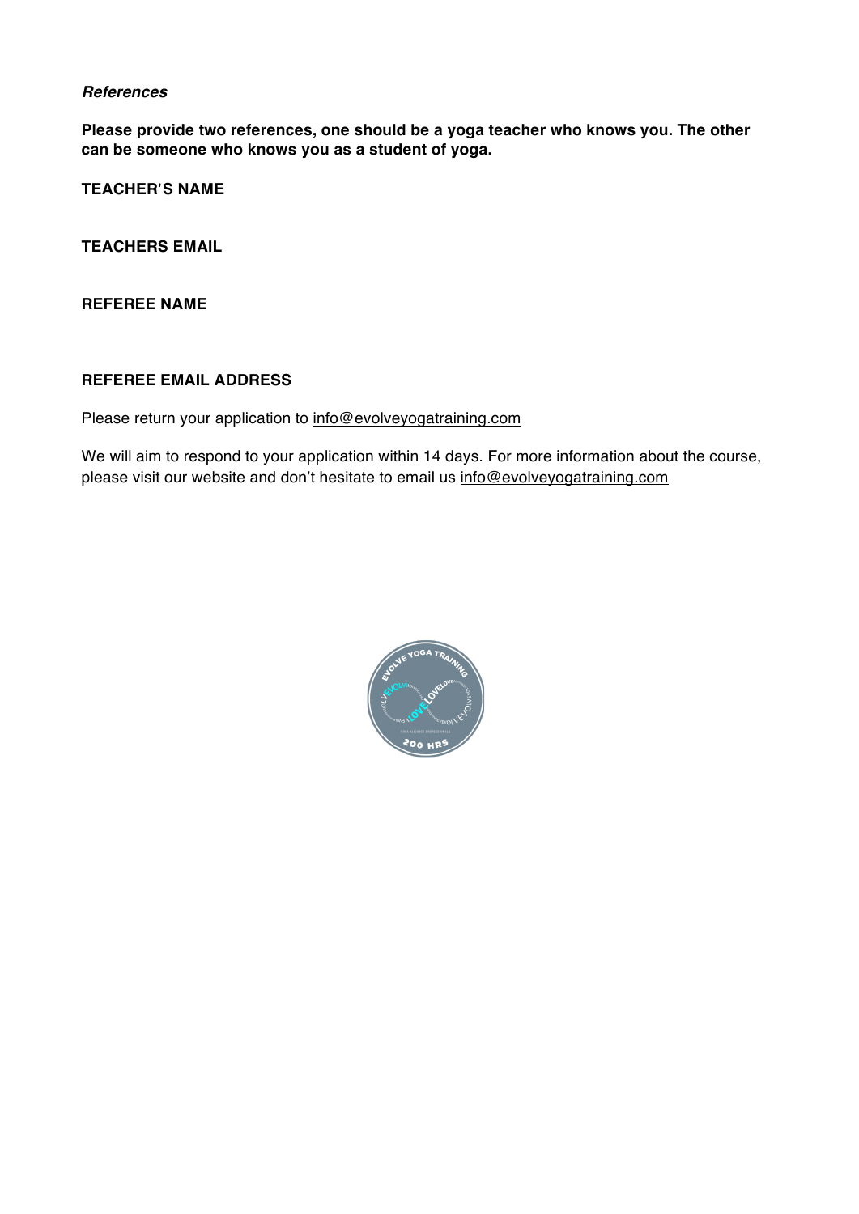*References*

**Please provide two references, one should be a yoga teacher who knows you. The other can be someone who knows you as a student of yoga.**

**TEACHER'S NAME**

**TEACHERS EMAIL**

**REFEREE NAME**

**REFEREE EMAIL ADDRESS**

Please return your application to info@evolveyogatraining.com

We will aim to respond to your application within 14 days. For more information about the course, please visit our website and don't hesitate to email us info@evolveyogatraining.com